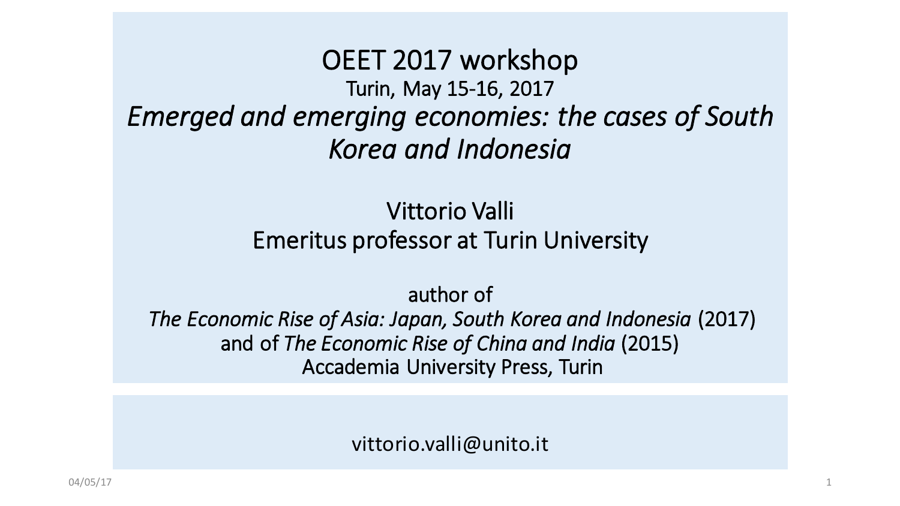# OEET 2017 workshop

Turin, May 15-16, 2017

*Emerged and emerging economies: the cases of South Korea and Indonesia*

Vittorio Valli

Emeritus professor at Turin University

author of

*The Economic Rise of Asia: Japan, South Korea and Indonesia* (2017)

and of *The Economic Rise of China and India* (2015)

Accademia University Press, Turin

vittorio.valli@unito.it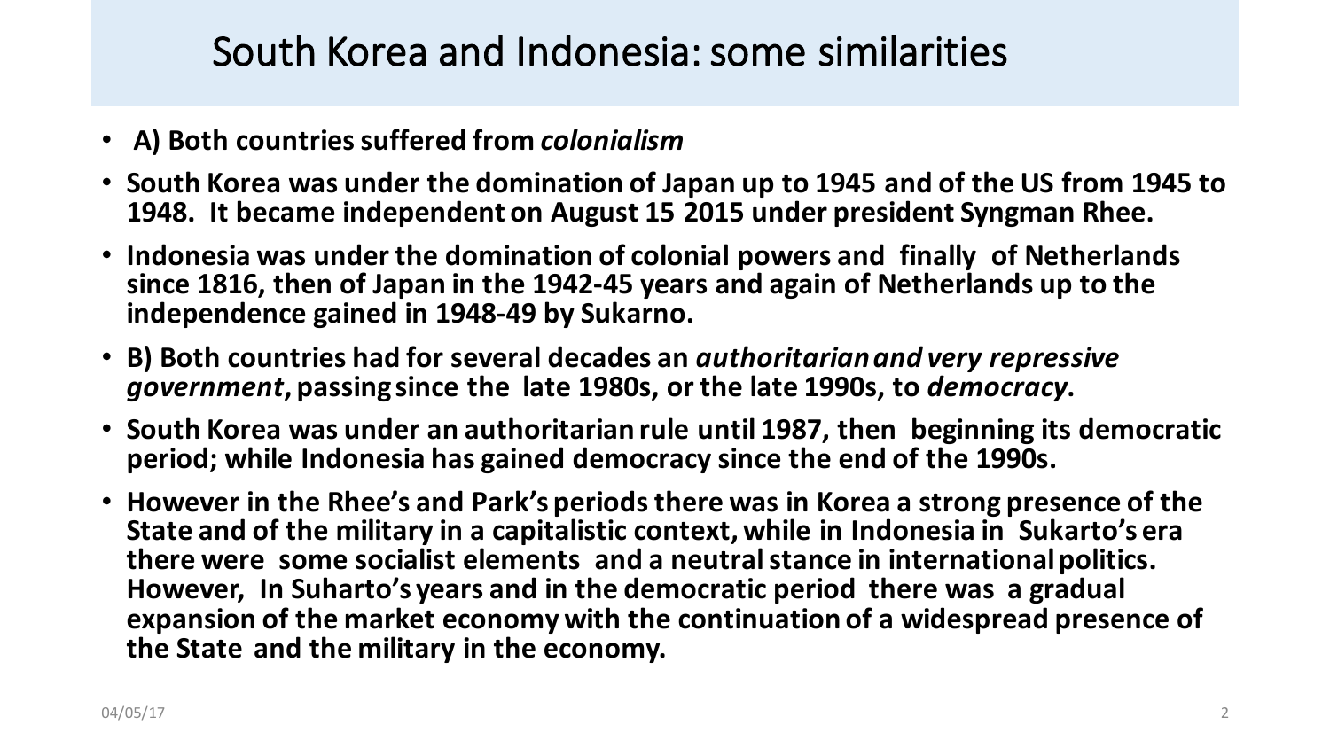# South Korea and Indonesia: some similarities

- **A) Both countries suffered from *colonialism***
- **South Korea was under the domination of Japan up to 1945 and of the US from 1945 to 1948. It became independent on August 15 2015 under president Syngman Rhee.**
- **Indonesia was under the domination of colonial powers and finally of Netherlands since 1816, then of Japan in the 1942-45 years and again of Netherlands up to the independence gained in 1948-49 by Sukarno.**
- **B) Both countries had for several decades an *authoritarian and very repressive government*, passing since the late 1980s, or the late 1990s, to *democracy*.**
- **South Korea was under an authoritarian rule until 1987, then beginning its democratic period; while Indonesia has gained democracy since the end of the 1990s.**
- **However in the Rhee's and Park's periods there was in Korea a strong presence of the State and of the military in a capitalistic context, while in Indonesia in Sukarto's era there were some socialist elements and a neutral stance in international politics. However, In Suharto's years and in the democratic period there was a gradual expansion of the market economy with the continuation of a widespread presence of the State and the military in the economy.**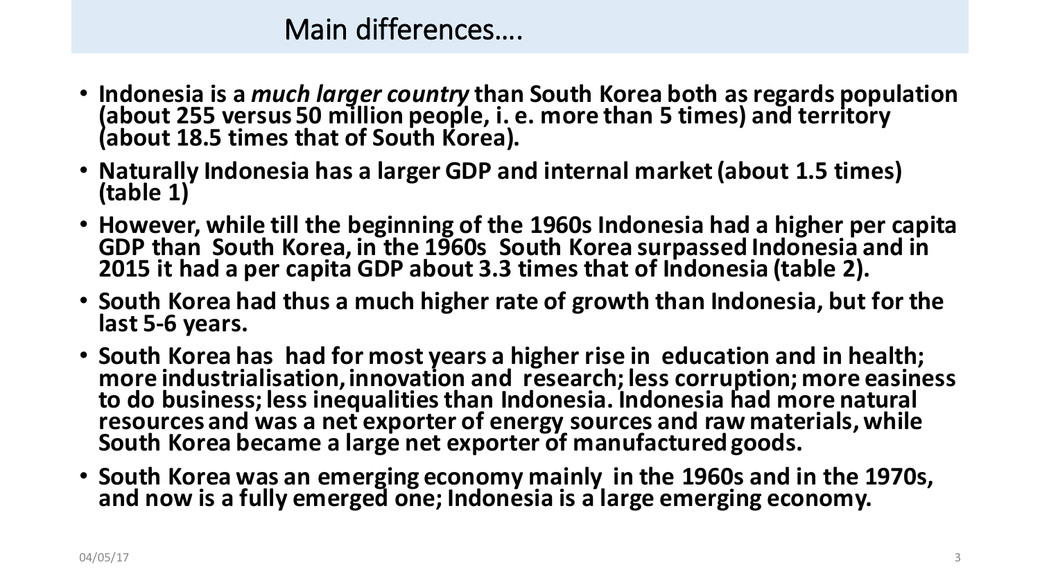## Main differences….

- **Indonesia is a *much larger country* than South Korea both as regards population (about 255 versus 50 million people, i. e. more than 5 times) and territory (about 18.5 times that of South Korea).**
- **Naturally Indonesia has a larger GDP and internal market (about 1.5 times) (table 1)**
- **However, while till the beginning of the 1960s Indonesia had a higher per capita GDP than South Korea, in the 1960s South Korea surpassed Indonesia and in 2015 it had a per capita GDP about 3.3 times that of Indonesia (table 2).**
- **South Korea had thus a much higher rate of growth than Indonesia, but for the last 5-6 years.**
- **South Korea has had for most years a higher rise in education and in health; more industrialisation, innovation and research; less corruption; more easiness to do business; less inequalities than Indonesia. Indonesia had more natural resources and was a net exporter of energy sources and raw materials, while South Korea became a large net exporter of manufactured goods.**
- **South Korea was an emerging economy mainly in the 1960s and in the 1970s, and now is a fully emerged one; Indonesia is a large emerging economy.**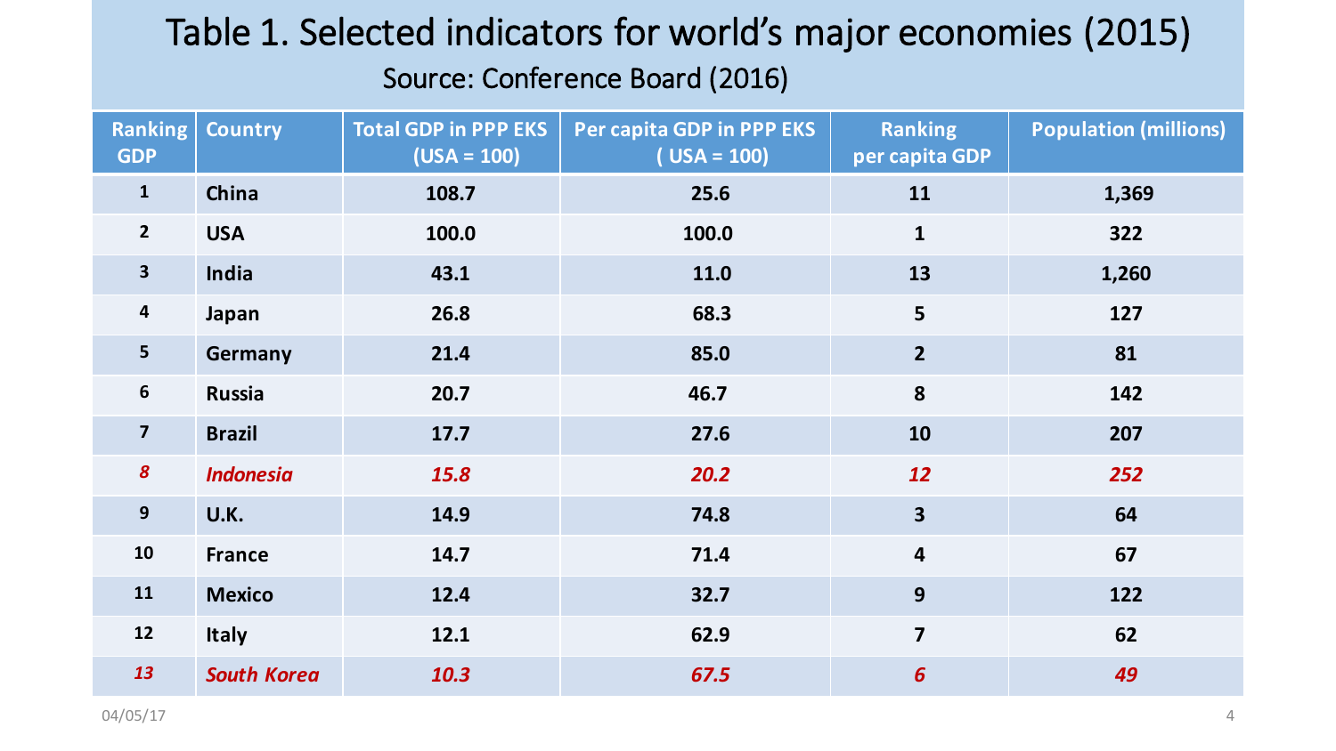# Table 1. Selected indicators for world's major economies (2015)

Source: Conference Board (2016)

| Ranking GDP | Country | Total GDP in PPP EKS (USA = 100) | Per capita GDP in PPP EKS ( USA = 100) | Ranking per capita GDP | Population (millions) |
|---|---|---|---|---|---|
| 1 | China | 108.7 | 25.6 | 11 | 1,369 |
| 2 | USA | 100.0 | 100.0 | 1 | 322 |
| 3 | India | 43.1 | 11.0 | 13 | 1,260 |
| 4 | Japan | 26.8 | 68.3 | 5 | 127 |
| 5 | Germany | 21.4 | 85.0 | 2 | 81 |
| 6 | Russia | 20.7 | 46.7 | 8 | 142 |
| 7 | Brazil | 17.7 | 27.6 | 10 | 207 |
| *8* | *Indonesia* | *15.8* | *20.2* | *12* | *252* |
| 9 | U.K. | 14.9 | 74.8 | 3 | 64 |
| 10 | France | 14.7 | 71.4 | 4 | 67 |
| 11 | Mexico | 12.4 | 32.7 | 9 | 122 |
| 12 | Italy | 12.1 | 62.9 | 7 | 62 |
| *13* | *South Korea* | *10.3* | *67.5* | *6* | *49* |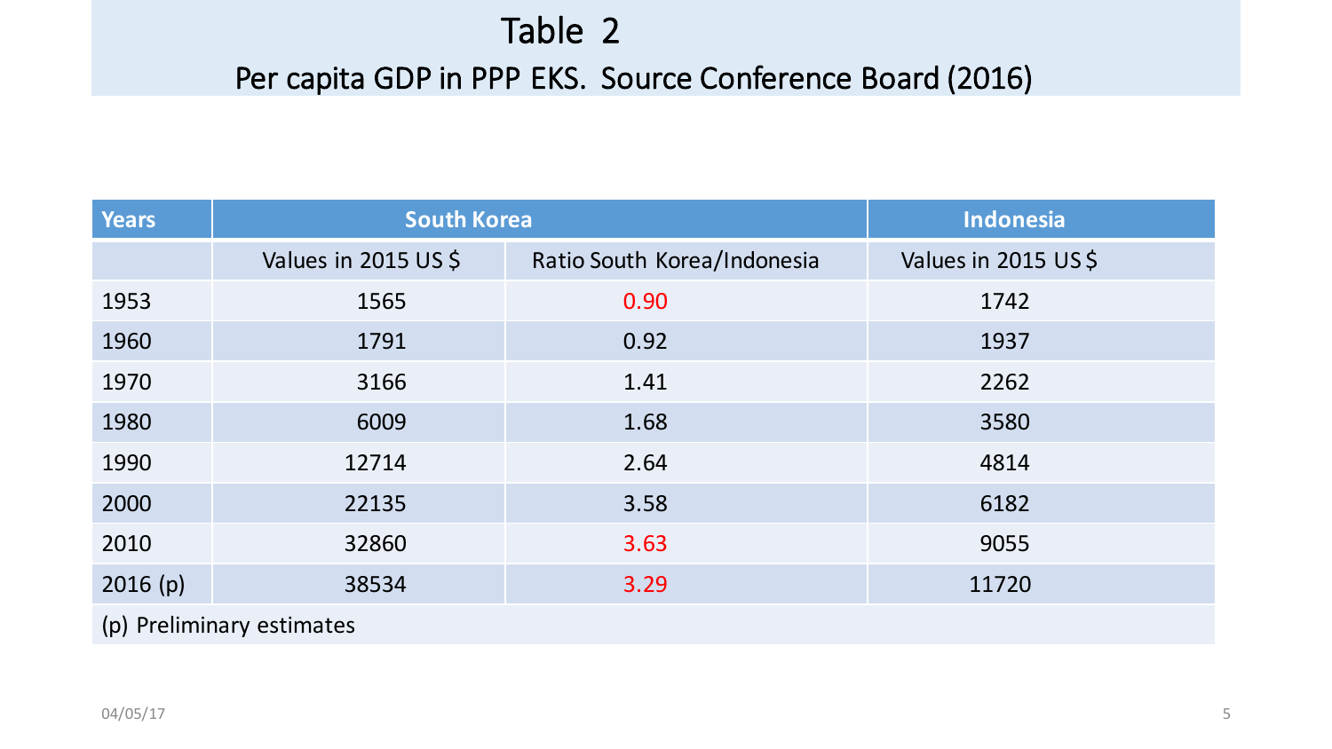# Table 2

## Per capita GDP in PPP EKS. Source Conference Board (2016)

| Years | South Korea | | Indonesia |
|---|---|---|---|
| | Values in 2015 US $ | Ratio South Korea/Indonesia | Values in 2015 US $ |
| 1953 | 1565 | 0.90 | 1742 |
| 1960 | 1791 | 0.92 | 1937 |
| 1970 | 3166 | 1.41 | 2262 |
| 1980 | 6009 | 1.68 | 3580 |
| 1990 | 12714 | 2.64 | 4814 |
| 2000 | 22135 | 3.58 | 6182 |
| 2010 | 32860 | 3.63 | 9055 |
| 2016 (p) | 38534 | 3.29 | 11720 |

(p) Preliminary estimates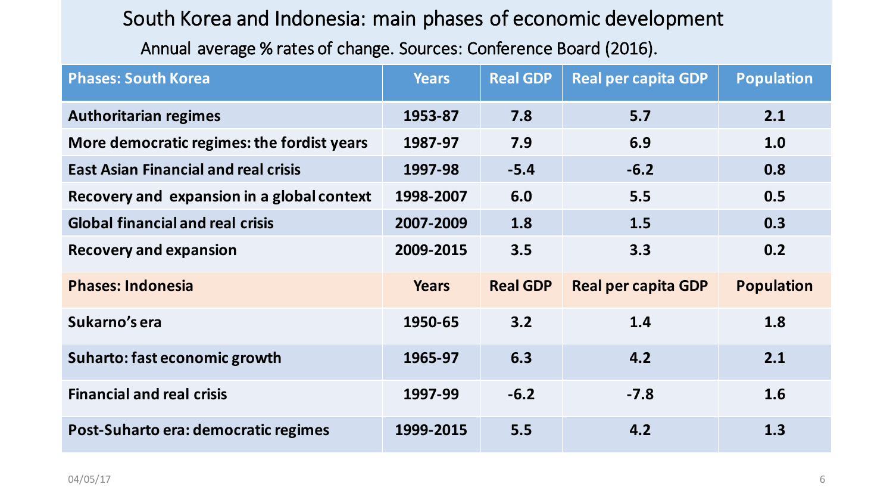# South Korea and Indonesia: main phases of economic development

Annual average % rates of change. Sources: Conference Board (2016).

| Phases: South Korea | Years | Real GDP | Real per capita GDP | Population |
|---|---|---|---|---|
| **Authoritarian regimes** | **1953-87** | **7.8** | **5.7** | **2.1** |
| **More democratic regimes: the fordist years** | **1987-97** | **7.9** | **6.9** | **1.0** |
| **East Asian Financial and real crisis** | **1997-98** | **-5.4** | **-6.2** | **0.8** |
| **Recovery and expansion in a global context** | **1998-2007** | **6.0** | **5.5** | **0.5** |
| **Global financial and real crisis** | **2007-2009** | **1.8** | **1.5** | **0.3** |
| **Recovery and expansion** | **2009-2015** | **3.5** | **3.3** | **0.2** |
| **Phases: Indonesia** | **Years** | **Real GDP** | **Real per capita GDP** | **Population** |
| **Sukarno's era** | **1950-65** | **3.2** | **1.4** | **1.8** |
| **Suharto: fast economic growth** | **1965-97** | **6.3** | **4.2** | **2.1** |
| **Financial and real crisis** | **1997-99** | **-6.2** | **-7.8** | **1.6** |
| **Post-Suharto era: democratic regimes** | **1999-2015** | **5.5** | **4.2** | **1.3** |

04/05/17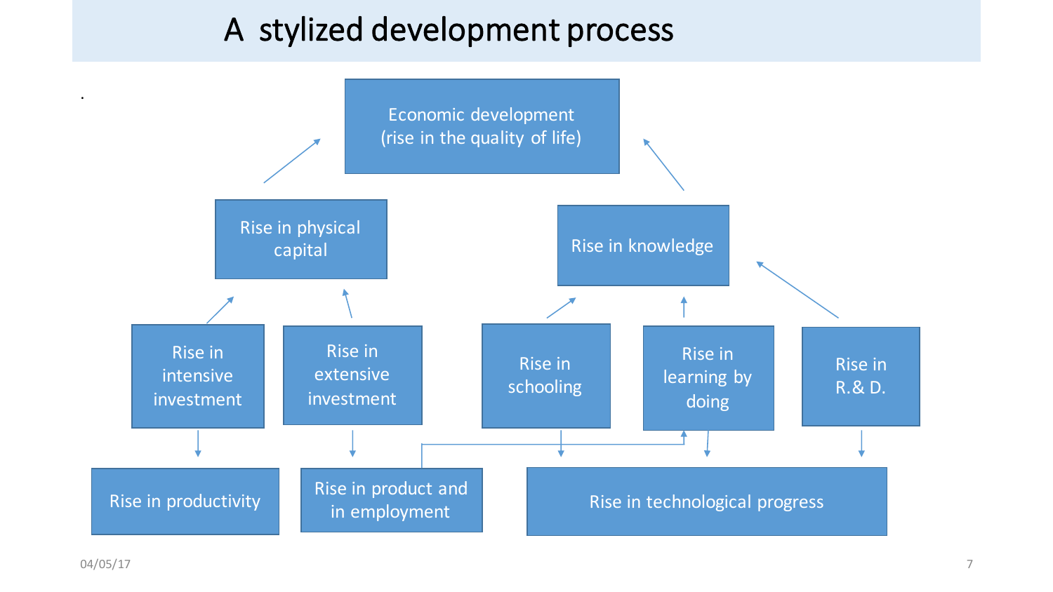# A stylized development process

Economic development (rise in the quality of life)

Rise in physical capital

Rise in knowledge

Rise in intensive investment

Rise in extensive investment

Rise in schooling

Rise in learning by doing

Rise in R.& D.

Rise in productivity

Rise in product and in employment

Rise in technological progress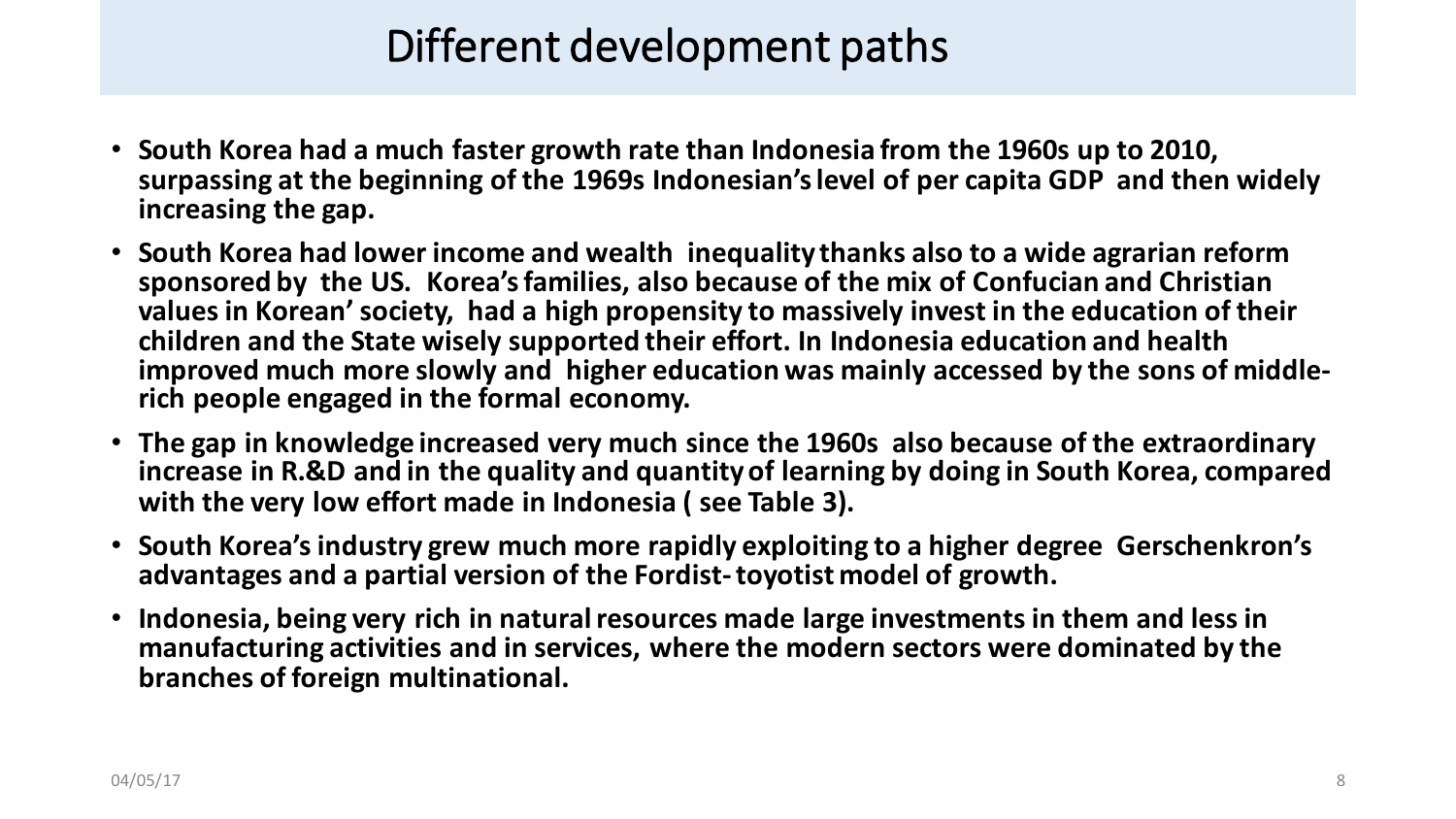# Different development paths

- **South Korea had a much faster growth rate than Indonesia from the 1960s up to 2010, surpassing at the beginning of the 1969s Indonesian's level of per capita GDP and then widely increasing the gap.**
- **South Korea had lower income and wealth inequality thanks also to a wide agrarian reform sponsored by the US. Korea's families, also because of the mix of Confucian and Christian values in Korean' society, had a high propensity to massively invest in the education of their children and the State wisely supported their effort. In Indonesia education and health improved much more slowly and higher education was mainly accessed by the sons of middle-rich people engaged in the formal economy.**
- **The gap in knowledge increased very much since the 1960s also because of the extraordinary increase in R.&D and in the quality and quantity of learning by doing in South Korea, compared with the very low effort made in Indonesia ( see Table 3).**
- **South Korea's industry grew much more rapidly exploiting to a higher degree Gerschenkron's advantages and a partial version of the Fordist- toyotist model of growth.**
- **Indonesia, being very rich in natural resources made large investments in them and less in manufacturing activities and in services, where the modern sectors were dominated by the branches of foreign multinational.**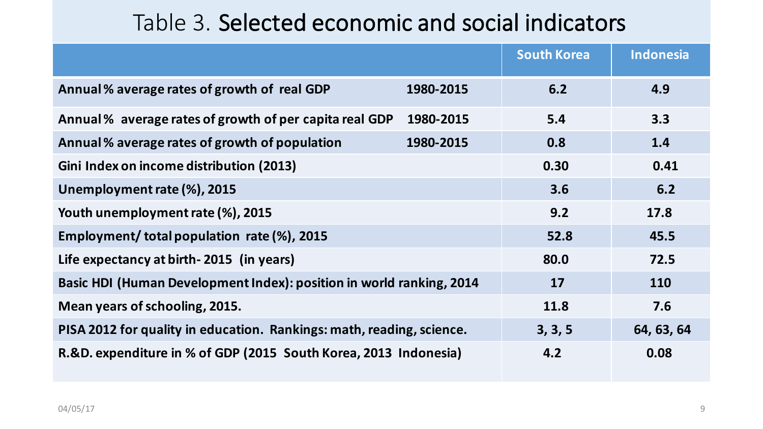# Table 3. Selected economic and social indicators

| | | South Korea | Indonesia |
|---|---|---|---|
| Annual % average rates of growth of real GDP | 1980-2015 | 6.2 | 4.9 |
| Annual % average rates of growth of per capita real GDP | 1980-2015 | 5.4 | 3.3 |
| Annual % average rates of growth of population | 1980-2015 | 0.8 | 1.4 |
| Gini Index on income distribution (2013) | | 0.30 | 0.41 |
| Unemployment rate (%), 2015 | | 3.6 | 6.2 |
| Youth unemployment rate (%), 2015 | | 9.2 | 17.8 |
| Employment/ total population rate (%), 2015 | | 52.8 | 45.5 |
| Life expectancy at birth- 2015 (in years) | | 80.0 | 72.5 |
| Basic HDI (Human Development Index): position in world ranking, 2014 | | 17 | 110 |
| Mean years of schooling, 2015. | | 11.8 | 7.6 |
| PISA 2012 for quality in education. Rankings: math, reading, science. | | 3, 3, 5 | 64, 63, 64 |
| R.&D. expenditure in % of GDP (2015 South Korea, 2013 Indonesia) | | 4.2 | 0.08 |

04/05/17